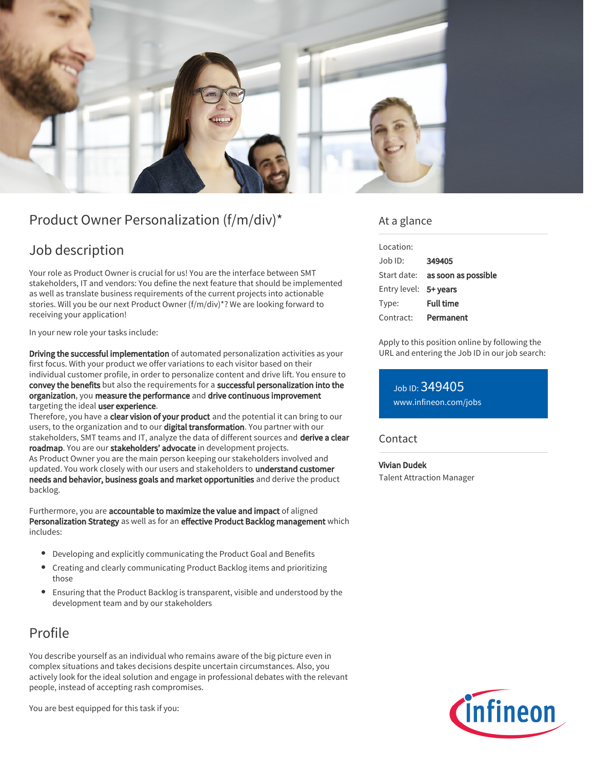# Product Owner Personalization (f/m/div)*

## Job description

Your role as Product Owner is crucial for us! You are the interface between SMT stakeholders, IT and vendors: You define the next feature that should be implemented as well as translate business requirements of the current projects into actionable stories. Will you be our next Product Owner (f/m/div)*? We are looking forward to receiving your application!

In your new role your tasks include:

**Driving the successful implementation** of automated personalization activities as your first focus. With your product we offer variations to each visitor based on their individual customer profile, in order to personalize content and drive lift. You ensure to **convey the benefits** but also the requirements for a **successful personalization into the organization**, you **measure the performance** and **drive continuous improvement** targeting the ideal **user experience**.
Therefore, you have a **clear vision of your product** and the potential it can bring to our users, to the organization and to our **digital transformation**. You partner with our stakeholders, SMT teams and IT, analyze the data of different sources and **derive a clear roadmap**. You are our **stakeholders' advocate** in development projects.
As Product Owner you are the main person keeping our stakeholders involved and updated. You work closely with our users and stakeholders to **understand customer needs and behavior, business goals and market opportunities** and derive the product backlog.

Furthermore, you are **accountable to maximize the value and impact** of aligned **Personalization Strategy** as well as for an **effective Product Backlog management** which includes:

- Developing and explicitly communicating the Product Goal and Benefits
- Creating and clearly communicating Product Backlog items and prioritizing those
- Ensuring that the Product Backlog is transparent, visible and understood by the development team and by our stakeholders

## Profile

You describe yourself as an individual who remains aware of the big picture even in complex situations and takes decisions despite uncertain circumstances. Also, you actively look for the ideal solution and engage in professional debates with the relevant people, instead of accepting rash compromises.

You are best equipped for this task if you:

## At a glance

| | |
|---|---|
| Location: | |
| Job ID: | **349405** |
| Start date: | **as soon as possible** |
| Entry level: | **5+ years** |
| Type: | **Full time** |
| Contract: | **Permanent** |

Apply to this position online by following the URL and entering the Job ID in our job search:

Job ID: 349405
www.infineon.com/jobs

## Contact

**Vivian Dudek**
Talent Attraction Manager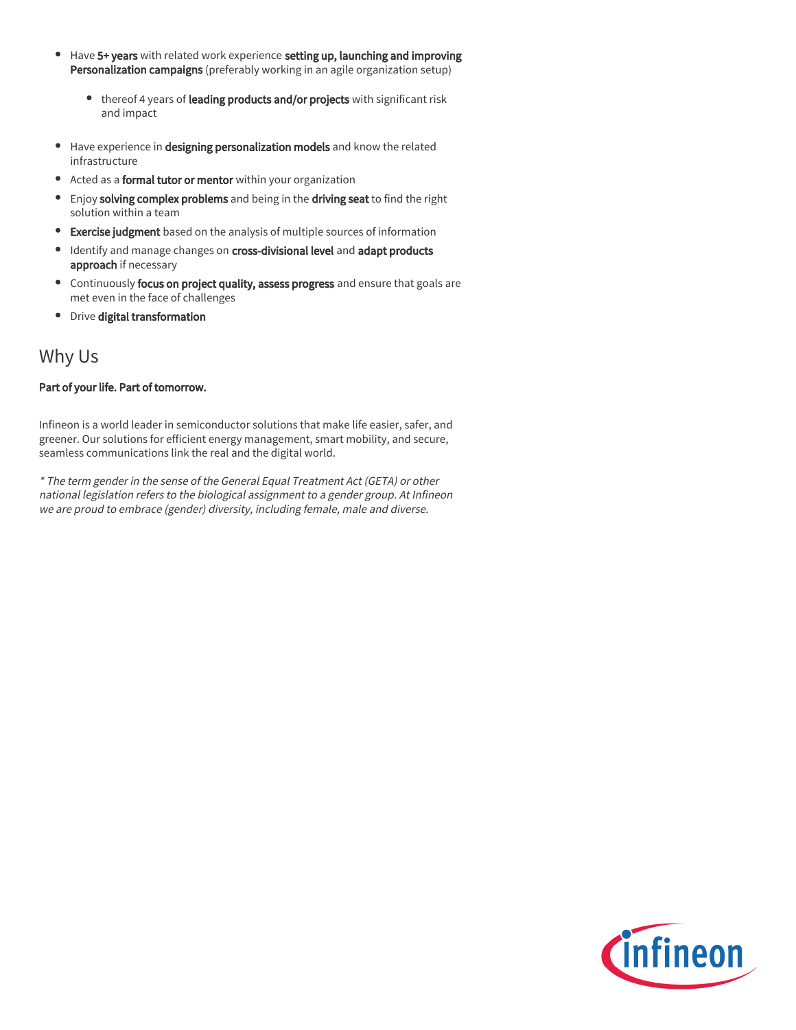- Have **5+ years** with related work experience **setting up, launching and improving Personalization campaigns** (preferably working in an agile organization setup)
    - thereof 4 years of **leading products and/or projects** with significant risk and impact
- Have experience in **designing personalization models** and know the related infrastructure
- Acted as a **formal tutor or mentor** within your organization
- Enjoy **solving complex problems** and being in the **driving seat** to find the right solution within a team
- **Exercise judgment** based on the analysis of multiple sources of information
- Identify and manage changes on **cross-divisional level** and **adapt products approach** if necessary
- Continuously **focus on project quality, assess progress** and ensure that goals are met even in the face of challenges
- Drive **digital transformation**

## Why Us

**Part of your life. Part of tomorrow.**

Infineon is a world leader in semiconductor solutions that make life easier, safer, and greener. Our solutions for efficient energy management, smart mobility, and secure, seamless communications link the real and the digital world.

*\* The term gender in the sense of the General Equal Treatment Act (GETA) or other national legislation refers to the biological assignment to a gender group. At Infineon we are proud to embrace (gender) diversity, including female, male and diverse.*